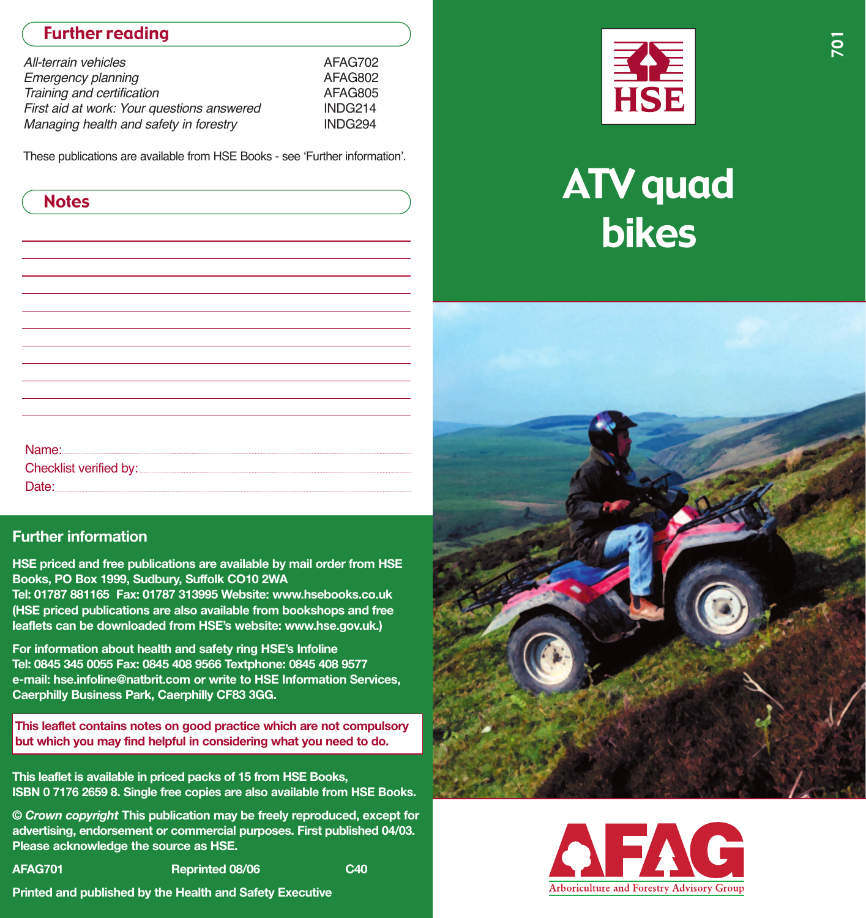## Further reading

| | |
|---|---|
| *All-terrain vehicles* | AFAG702 |
| *Emergency planning* | AFAG802 |
| *Training and certification* | AFAG805 |
| *First aid at work: Your questions answered* | INDG214 |
| *Managing health and safety in forestry* | INDG294 |

These publications are available from HSE Books - see 'Further information'.

## Notes

Name:

Checklist verified by:

Date:

### Further information

**HSE priced and free publications are available by mail order from HSE Books, PO Box 1999, Sudbury, Suffolk CO10 2WA**
**Tel: 01787 881165 Fax: 01787 313995 Website: www.hsebooks.co.uk**
**(HSE priced publications are also available from bookshops and free leaflets can be downloaded from HSE's website: www.hse.gov.uk.)**

**For information about health and safety ring HSE's Infoline**
**Tel: 0845 345 0055 Fax: 0845 408 9566 Textphone: 0845 408 9577**
**e-mail: hse.infoline@natbrit.com or write to HSE Information Services, Caerphilly Business Park, Caerphilly CF83 3GG.**

**This leaflet contains notes on good practice which are not compulsory but which you may find helpful in considering what you need to do.**

**This leaflet is available in priced packs of 15 from HSE Books, ISBN 0 7176 2659 8. Single free copies are also available from HSE Books.**

**© *Crown copyright* This publication may be freely reproduced, except for advertising, endorsement or commercial purposes. First published 04/03. Please acknowledge the source as HSE.**

**AFAG701 Reprinted 08/06 C40**

**Printed and published by the Health and Safety Executive**

701

HSE

# ATV quad bikes

AFAG

Arboriculture and Forestry Advisory Group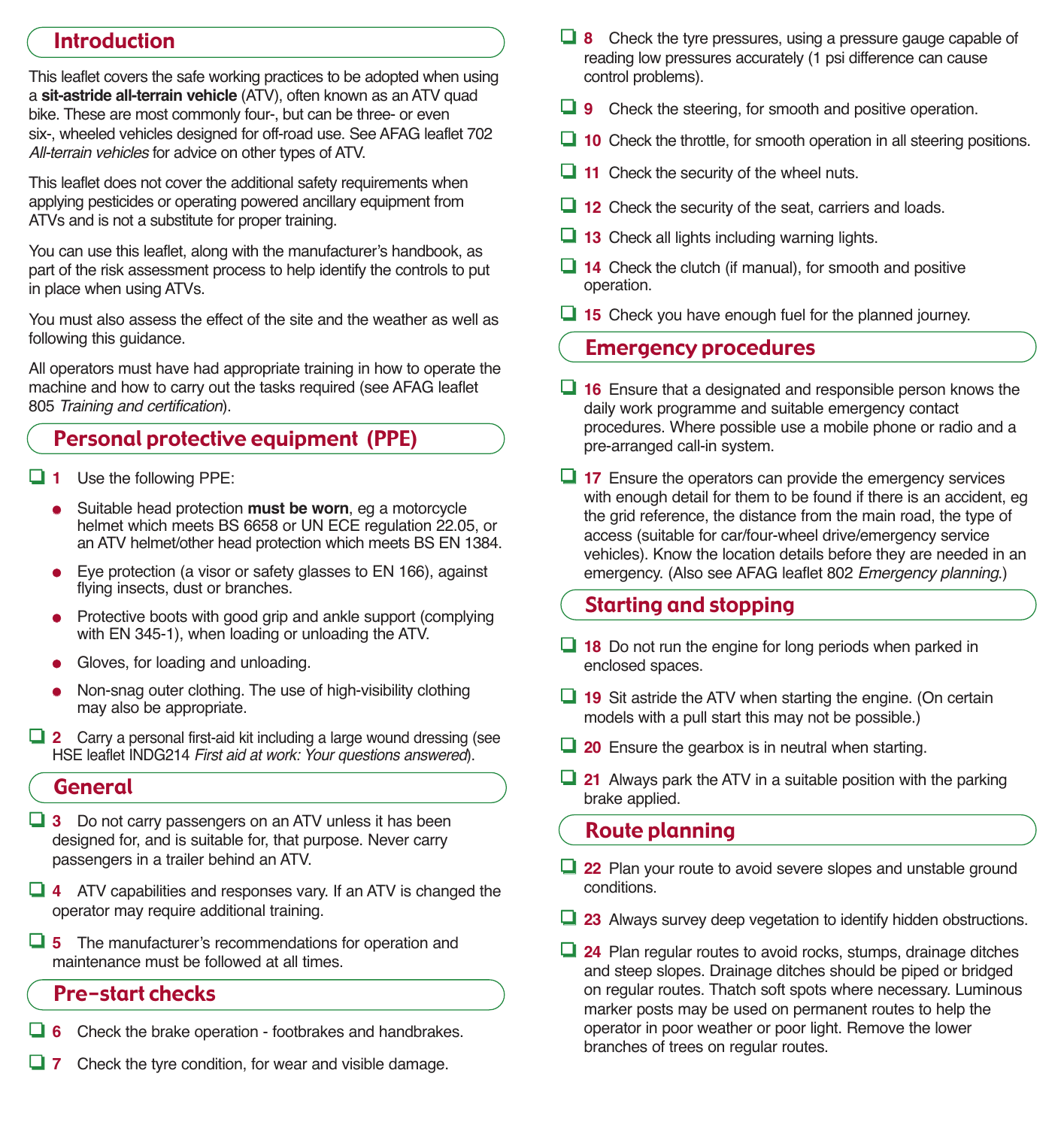## Introduction

This leaflet covers the safe working practices to be adopted when using a **sit-astride all-terrain vehicle** (ATV), often known as an ATV quad bike. These are most commonly four-, but can be three- or even six-, wheeled vehicles designed for off-road use. See AFAG leaflet 702 *All-terrain vehicles* for advice on other types of ATV.

This leaflet does not cover the additional safety requirements when applying pesticides or operating powered ancillary equipment from ATVs and is not a substitute for proper training.

You can use this leaflet, along with the manufacturer's handbook, as part of the risk assessment process to help identify the controls to put in place when using ATVs.

You must also assess the effect of the site and the weather as well as following this guidance.

All operators must have had appropriate training in how to operate the machine and how to carry out the tasks required (see AFAG leaflet 805 *Training and certification*).

## Personal protective equipment (PPE)

- ❑ **1** Use the following PPE:
  - Suitable head protection **must be worn**, eg a motorcycle helmet which meets BS 6658 or UN ECE regulation 22.05, or an ATV helmet/other head protection which meets BS EN 1384.
  - Eye protection (a visor or safety glasses to EN 166), against flying insects, dust or branches.
  - Protective boots with good grip and ankle support (complying with EN 345-1), when loading or unloading the ATV.
  - Gloves, for loading and unloading.
  - Non-snag outer clothing. The use of high-visibility clothing may also be appropriate.
- ❑ **2** Carry a personal first-aid kit including a large wound dressing (see HSE leaflet INDG214 *First aid at work: Your questions answered*).

## General

- ❑ **3** Do not carry passengers on an ATV unless it has been designed for, and is suitable for, that purpose. Never carry passengers in a trailer behind an ATV.
- ❑ **4** ATV capabilities and responses vary. If an ATV is changed the operator may require additional training.
- ❑ **5** The manufacturer's recommendations for operation and maintenance must be followed at all times.

## Pre-start checks

- ❑ **6** Check the brake operation - footbrakes and handbrakes.
- ❑ **7** Check the tyre condition, for wear and visible damage.
- ❑ **8** Check the tyre pressures, using a pressure gauge capable of reading low pressures accurately (1 psi difference can cause control problems).
- ❑ **9** Check the steering, for smooth and positive operation.
- ❑ **10** Check the throttle, for smooth operation in all steering positions.
- ❑ **11** Check the security of the wheel nuts.
- ❑ **12** Check the security of the seat, carriers and loads.
- ❑ **13** Check all lights including warning lights.
- ❑ **14** Check the clutch (if manual), for smooth and positive operation.
- ❑ **15** Check you have enough fuel for the planned journey.

## Emergency procedures

- ❑ **16** Ensure that a designated and responsible person knows the daily work programme and suitable emergency contact procedures. Where possible use a mobile phone or radio and a pre-arranged call-in system.
- ❑ **17** Ensure the operators can provide the emergency services with enough detail for them to be found if there is an accident, eg the grid reference, the distance from the main road, the type of access (suitable for car/four-wheel drive/emergency service vehicles). Know the location details before they are needed in an emergency. (Also see AFAG leaflet 802 *Emergency planning*.)

## Starting and stopping

- ❑ **18** Do not run the engine for long periods when parked in enclosed spaces.
- ❑ **19** Sit astride the ATV when starting the engine. (On certain models with a pull start this may not be possible.)
- ❑ **20** Ensure the gearbox is in neutral when starting.
- ❑ **21** Always park the ATV in a suitable position with the parking brake applied.

## Route planning

- ❑ **22** Plan your route to avoid severe slopes and unstable ground conditions.
- ❑ **23** Always survey deep vegetation to identify hidden obstructions.
- ❑ **24** Plan regular routes to avoid rocks, stumps, drainage ditches and steep slopes. Drainage ditches should be piped or bridged on regular routes. Thatch soft spots where necessary. Luminous marker posts may be used on permanent routes to help the operator in poor weather or poor light. Remove the lower branches of trees on regular routes.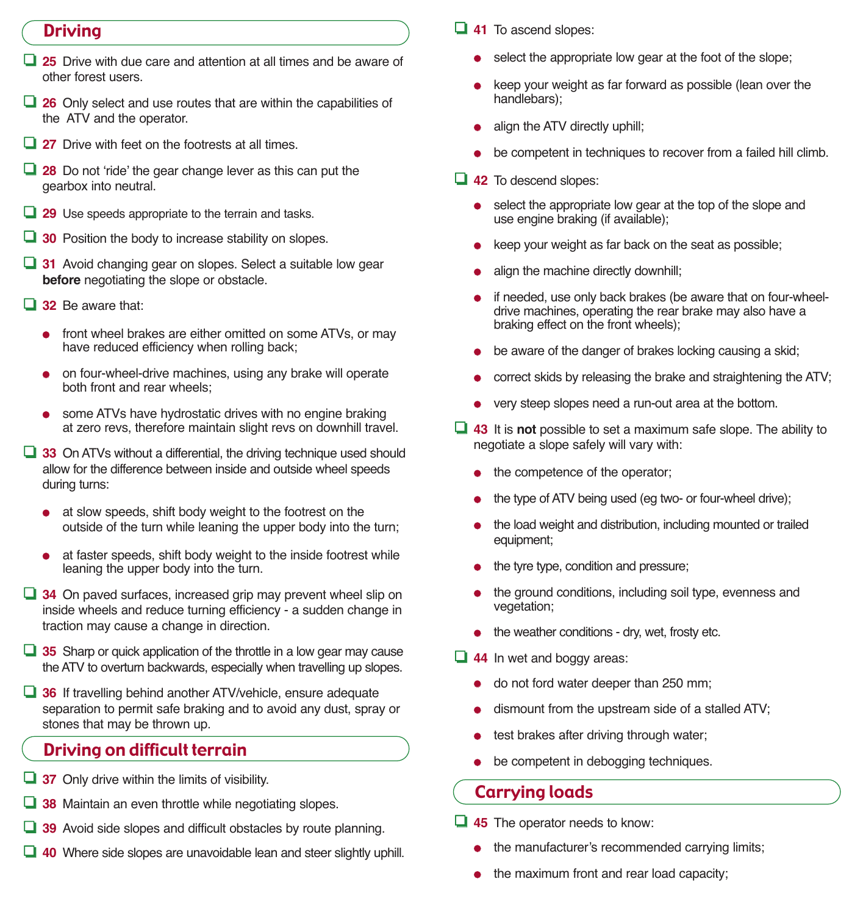## Driving

- **25** Drive with due care and attention at all times and be aware of other forest users.
- **26** Only select and use routes that are within the capabilities of the ATV and the operator.
- **27** Drive with feet on the footrests at all times.
- **28** Do not 'ride' the gear change lever as this can put the gearbox into neutral.
- **29** Use speeds appropriate to the terrain and tasks.
- **30** Position the body to increase stability on slopes.
- **31** Avoid changing gear on slopes. Select a suitable low gear **before** negotiating the slope or obstacle.
- **32** Be aware that:
  - front wheel brakes are either omitted on some ATVs, or may have reduced efficiency when rolling back;
  - on four-wheel-drive machines, using any brake will operate both front and rear wheels;
  - some ATVs have hydrostatic drives with no engine braking at zero revs, therefore maintain slight revs on downhill travel.
- **33** On ATVs without a differential, the driving technique used should allow for the difference between inside and outside wheel speeds during turns:
  - at slow speeds, shift body weight to the footrest on the outside of the turn while leaning the upper body into the turn;
  - at faster speeds, shift body weight to the inside footrest while leaning the upper body into the turn.
- **34** On paved surfaces, increased grip may prevent wheel slip on inside wheels and reduce turning efficiency - a sudden change in traction may cause a change in direction.
- **35** Sharp or quick application of the throttle in a low gear may cause the ATV to overturn backwards, especially when travelling up slopes.
- **36** If travelling behind another ATV/vehicle, ensure adequate separation to permit safe braking and to avoid any dust, spray or stones that may be thrown up.

## Driving on difficult terrain

- **37** Only drive within the limits of visibility.
- **38** Maintain an even throttle while negotiating slopes.
- **39** Avoid side slopes and difficult obstacles by route planning.
- **40** Where side slopes are unavoidable lean and steer slightly uphill.
- **41** To ascend slopes:
  - select the appropriate low gear at the foot of the slope;
  - keep your weight as far forward as possible (lean over the handlebars);
  - align the ATV directly uphill;
  - be competent in techniques to recover from a failed hill climb.
- **42** To descend slopes:
  - select the appropriate low gear at the top of the slope and use engine braking (if available);
  - keep your weight as far back on the seat as possible;
  - align the machine directly downhill;
  - if needed, use only back brakes (be aware that on four-wheel-drive machines, operating the rear brake may also have a braking effect on the front wheels);
  - be aware of the danger of brakes locking causing a skid;
  - correct skids by releasing the brake and straightening the ATV;
  - very steep slopes need a run-out area at the bottom.
- **43** It is **not** possible to set a maximum safe slope. The ability to negotiate a slope safely will vary with:
  - the competence of the operator;
  - the type of ATV being used (eg two- or four-wheel drive);
  - the load weight and distribution, including mounted or trailed equipment;
  - the tyre type, condition and pressure;
  - the ground conditions, including soil type, evenness and vegetation;
  - the weather conditions - dry, wet, frosty etc.
- **44** In wet and boggy areas:
  - do not ford water deeper than 250 mm;
  - dismount from the upstream side of a stalled ATV;
  - test brakes after driving through water;
  - be competent in debogging techniques.

## Carrying loads

- **45** The operator needs to know:
  - the manufacturer's recommended carrying limits;
  - the maximum front and rear load capacity;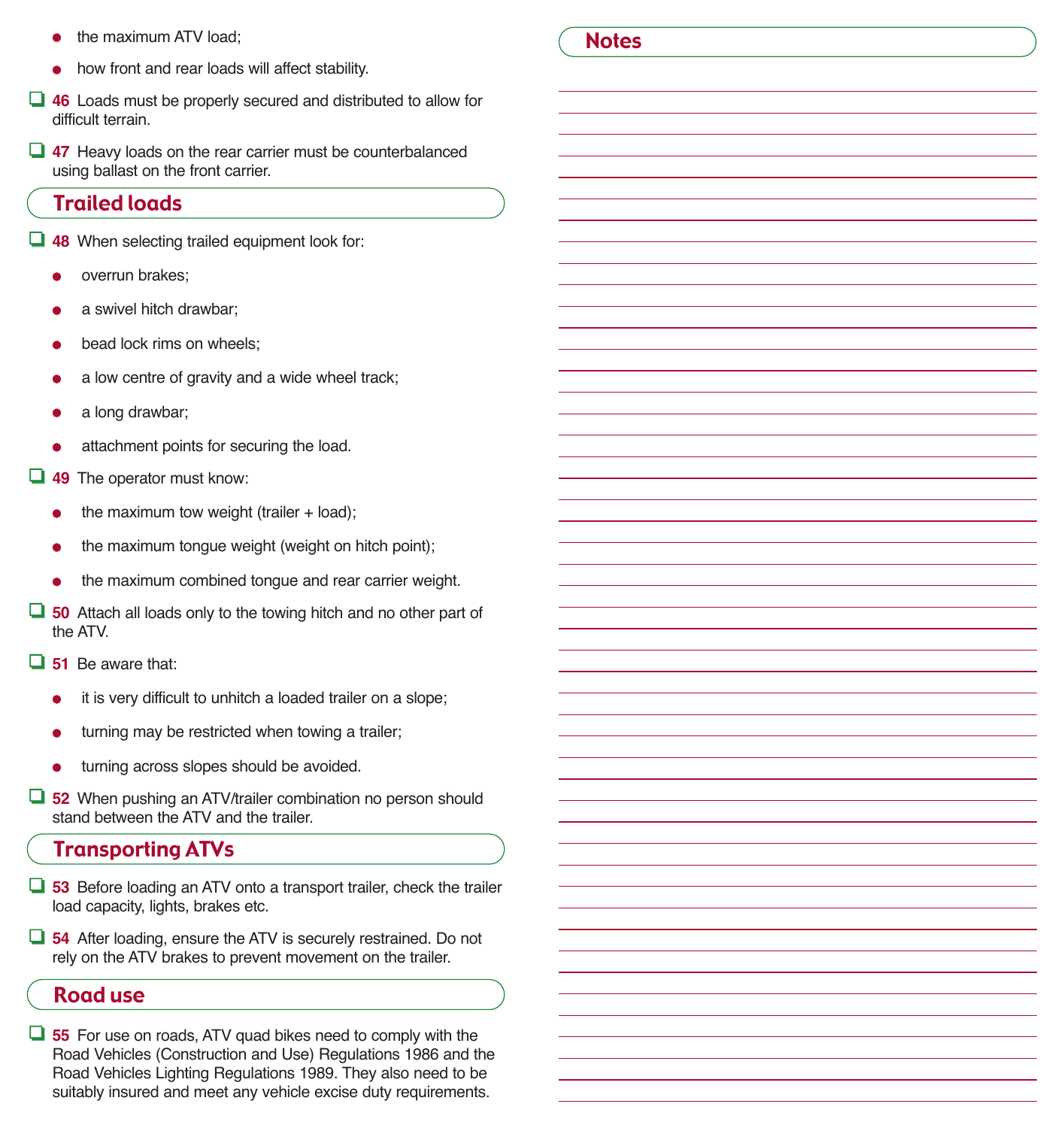- the maximum ATV load;
- how front and rear loads will affect stability.

❑ **46** Loads must be properly secured and distributed to allow for difficult terrain.

❑ **47** Heavy loads on the rear carrier must be counterbalanced using ballast on the front carrier.

## Trailed loads

❑ **48** When selecting trailed equipment look for:

- overrun brakes;
- a swivel hitch drawbar;
- bead lock rims on wheels;
- a low centre of gravity and a wide wheel track;
- a long drawbar;
- attachment points for securing the load.

❑ **49** The operator must know:

- the maximum tow weight (trailer + load);
- the maximum tongue weight (weight on hitch point);
- the maximum combined tongue and rear carrier weight.

❑ **50** Attach all loads only to the towing hitch and no other part of the ATV.

❑ **51** Be aware that:

- it is very difficult to unhitch a loaded trailer on a slope;
- turning may be restricted when towing a trailer;
- turning across slopes should be avoided.

❑ **52** When pushing an ATV/trailer combination no person should stand between the ATV and the trailer.

## Transporting ATVs

❑ **53** Before loading an ATV onto a transport trailer, check the trailer load capacity, lights, brakes etc.

❑ **54** After loading, ensure the ATV is securely restrained. Do not rely on the ATV brakes to prevent movement on the trailer.

## Road use

❑ **55** For use on roads, ATV quad bikes need to comply with the Road Vehicles (Construction and Use) Regulations 1986 and the Road Vehicles Lighting Regulations 1989. They also need to be suitably insured and meet any vehicle excise duty requirements.

## Notes